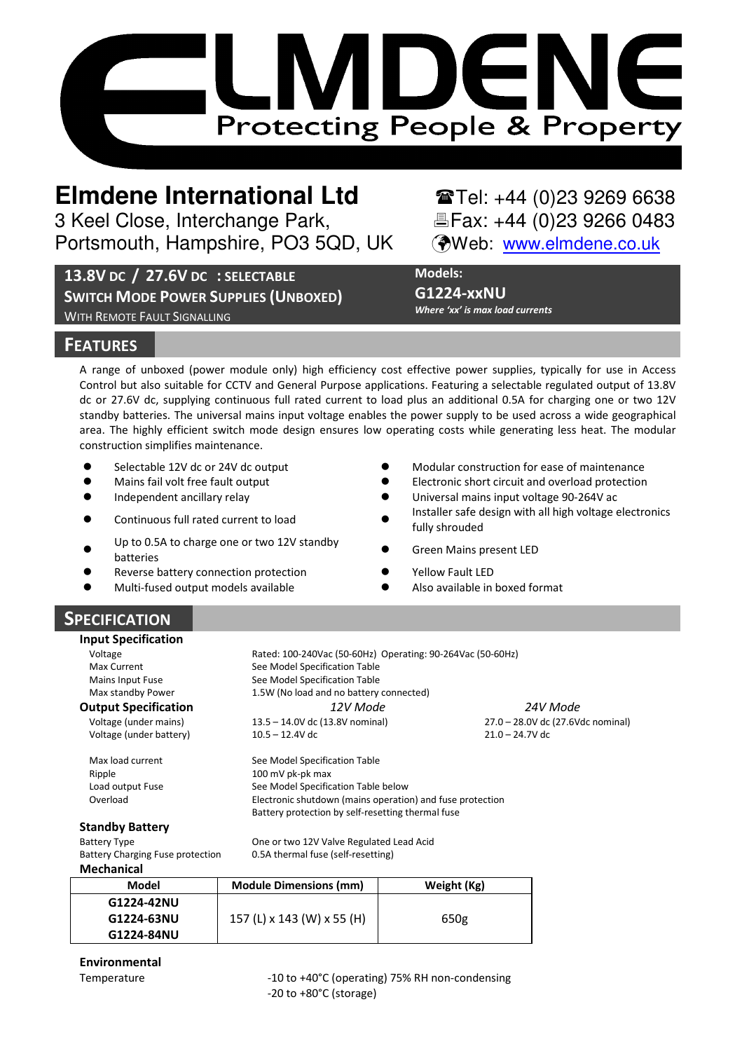# ELMDENE

Protecting People & Property

## Elmdene International Ltd

3 Keel Close, Interchange Park,
Portsmouth, Hampshire, PO3 5QD, UK

☎Tel: +44 (0)23 9269 6638
🖷Fax: +44 (0)23 9266 0483
Web: www.elmdene.co.uk

**13.8V DC / 27.6V DC : SELECTABLE**
**SWITCH MODE POWER SUPPLIES (UNBOXED)**
WITH REMOTE FAULT SIGNALLING

**Models:**
**G1224-xxNU**
***Where 'xx' is max load currents***

## FEATURES

A range of unboxed (power module only) high efficiency cost effective power supplies, typically for use in Access Control but also suitable for CCTV and General Purpose applications. Featuring a selectable regulated output of 13.8V dc or 27.6V dc, supplying continuous full rated current to load plus an additional 0.5A for charging one or two 12V standby batteries. The universal mains input voltage enables the power supply to be used across a wide geographical area. The highly efficient switch mode design ensures low operating costs while generating less heat. The modular construction simplifies maintenance.

- Selectable 12V dc or 24V dc output
- Mains fail volt free fault output
- Independent ancillary relay
- Continuous full rated current to load
- Up to 0.5A to charge one or two 12V standby batteries
- Reverse battery connection protection
- Multi-fused output models available
- Modular construction for ease of maintenance
- Electronic short circuit and overload protection
- Universal mains input voltage 90-264V ac
- Installer safe design with all high voltage electronics fully shrouded
- Green Mains present LED
- Yellow Fault LED
- Also available in boxed format

## SPECIFICATION

### Input Specification

| | |
|---|---|
| Voltage | Rated: 100-240Vac (50-60Hz) Operating: 90-264Vac (50-60Hz) |
| Max Current | See Model Specification Table |
| Mains Input Fuse | See Model Specification Table |
| Max standby Power | 1.5W (No load and no battery connected) |

### Output Specification

| | *12V Mode* | *24V Mode* |
|---|---|---|
| Voltage (under mains) | 13.5 – 14.0V dc (13.8V nominal) | 27.0 – 28.0V dc (27.6Vdc nominal) |
| Voltage (under battery) | 10.5 – 12.4V dc | 21.0 – 24.7V dc |

| | |
|---|---|
| Max load current | See Model Specification Table |
| Ripple | 100 mV pk-pk max |
| Load output Fuse | See Model Specification Table below |
| Overload | Electronic shutdown (mains operation) and fuse protection<br>Battery protection by self-resetting thermal fuse |

### Standby Battery

| | |
|---|---|
| Battery Type | One or two 12V Valve Regulated Lead Acid |
| Battery Charging Fuse protection | 0.5A thermal fuse (self-resetting) |

### Mechanical

| Model | Module Dimensions (mm) | Weight (Kg) |
|---|---|---|
| G1224-42NU<br>G1224-63NU<br>G1224-84NU | 157 (L) x 143 (W) x 55 (H) | 650g |

### Environmental

| | |
|---|---|
| Temperature | -10 to +40°C (operating) 75% RH non-condensing<br>-20 to +80°C (storage) |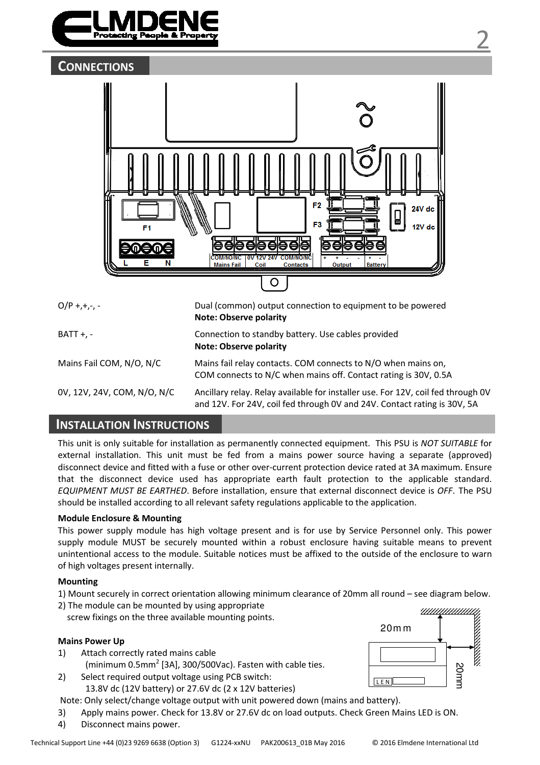## CONNECTIONS

| | |
|---|---|
| O/P +,+,-, - | Dual (common) output connection to equipment to be powered<br>**Note: Observe polarity** |
| BATT +, - | Connection to standby battery. Use cables provided<br>**Note: Observe polarity** |
| Mains Fail COM, N/O, N/C | Mains fail relay contacts. COM connects to N/O when mains on,<br>COM connects to N/C when mains off. Contact rating is 30V, 0.5A |
| 0V, 12V, 24V, COM, N/O, N/C | Ancillary relay. Relay available for installer use. For 12V, coil fed through 0V and 12V. For 24V, coil fed through 0V and 24V. Contact rating is 30V, 5A |

## INSTALLATION INSTRUCTIONS

This unit is only suitable for installation as permanently connected equipment. This PSU is *NOT SUITABLE* for external installation. This unit must be fed from a mains power source having a separate (approved) disconnect device and fitted with a fuse or other over-current protection device rated at 3A maximum. Ensure that the disconnect device used has appropriate earth fault protection to the applicable standard. *EQUIPMENT MUST BE EARTHED*. Before installation, ensure that external disconnect device is *OFF*. The PSU should be installed according to all relevant safety regulations applicable to the application.

**Module Enclosure & Mounting**

This power supply module has high voltage present and is for use by Service Personnel only. This power supply module MUST be securely mounted within a robust enclosure having suitable means to prevent unintentional access to the module. Suitable notices must be affixed to the outside of the enclosure to warn of high voltages present internally.

**Mounting**

1) Mount securely in correct orientation allowing minimum clearance of 20mm all round – see diagram below.
2) The module can be mounted by using appropriate screw fixings on the three available mounting points.

**Mains Power Up**

1) Attach correctly rated mains cable (minimum 0.5mm$^2$ [3A], 300/500Vac). Fasten with cable ties.
2) Select required output voltage using PCB switch: 13.8V dc (12V battery) or 27.6V dc (2 x 12V batteries)

Note: Only select/change voltage output with unit powered down (mains and battery).

3) Apply mains power. Check for 13.8V or 27.6V dc on load outputs. Check Green Mains LED is ON.
4) Disconnect mains power.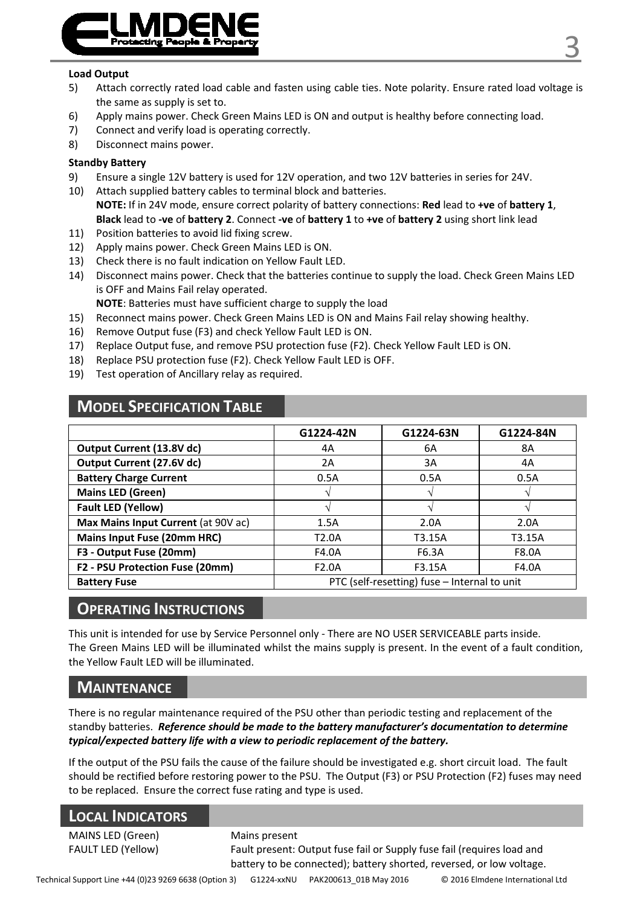**Load Output**

5) Attach correctly rated load cable and fasten using cable ties. Note polarity. Ensure rated load voltage is the same as supply is set to.
6) Apply mains power. Check Green Mains LED is ON and output is healthy before connecting load.
7) Connect and verify load is operating correctly.
8) Disconnect mains power.

**Standby Battery**

9) Ensure a single 12V battery is used for 12V operation, and two 12V batteries in series for 24V.
10) Attach supplied battery cables to terminal block and batteries.
 **NOTE:** If in 24V mode, ensure correct polarity of battery connections: **Red** lead to **+ve** of **battery 1**, **Black** lead to **-ve** of **battery 2**. Connect **-ve** of **battery 1** to **+ve** of **battery 2** using short link lead
11) Position batteries to avoid lid fixing screw.
12) Apply mains power. Check Green Mains LED is ON.
13) Check there is no fault indication on Yellow Fault LED.
14) Disconnect mains power. Check that the batteries continue to supply the load. Check Green Mains LED is OFF and Mains Fail relay operated.
 **NOTE**: Batteries must have sufficient charge to supply the load
15) Reconnect mains power. Check Green Mains LED is ON and Mains Fail relay showing healthy.
16) Remove Output fuse (F3) and check Yellow Fault LED is ON.
17) Replace Output fuse, and remove PSU protection fuse (F2). Check Yellow Fault LED is ON.
18) Replace PSU protection fuse (F2). Check Yellow Fault LED is OFF.
19) Test operation of Ancillary relay as required.

## MODEL SPECIFICATION TABLE

| | G1224-42N | G1224-63N | G1224-84N |
|---|---|---|---|
| **Output Current (13.8V dc)** | 4A | 6A | 8A |
| **Output Current (27.6V dc)** | 2A | 3A | 4A |
| **Battery Charge Current** | 0.5A | 0.5A | 0.5A |
| **Mains LED (Green)** | √ | √ | √ |
| **Fault LED (Yellow)** | √ | √ | √ |
| **Max Mains Input Current** (at 90V ac) | 1.5A | 2.0A | 2.0A |
| **Mains Input Fuse (20mm HRC)** | T2.0A | T3.15A | T3.15A |
| **F3 - Output Fuse (20mm)** | F4.0A | F6.3A | F8.0A |
| **F2 - PSU Protection Fuse (20mm)** | F2.0A | F3.15A | F4.0A |
| **Battery Fuse** | PTC (self-resetting) fuse – Internal to unit | | |

## OPERATING INSTRUCTIONS

This unit is intended for use by Service Personnel only - There are NO USER SERVICEABLE parts inside.
The Green Mains LED will be illuminated whilst the mains supply is present. In the event of a fault condition, the Yellow Fault LED will be illuminated.

## MAINTENANCE

There is no regular maintenance required of the PSU other than periodic testing and replacement of the standby batteries. ***Reference should be made to the battery manufacturer's documentation to determine typical/expected battery life with a view to periodic replacement of the battery.***

If the output of the PSU fails the cause of the failure should be investigated e.g. short circuit load. The fault should be rectified before restoring power to the PSU. The Output (F3) or PSU Protection (F2) fuses may need to be replaced. Ensure the correct fuse rating and type is used.

## LOCAL INDICATORS

| | |
|---|---|
| MAINS LED (Green) | Mains present |
| FAULT LED (Yellow) | Fault present: Output fuse fail or Supply fuse fail (requires load and battery to be connected); battery shorted, reversed, or low voltage. |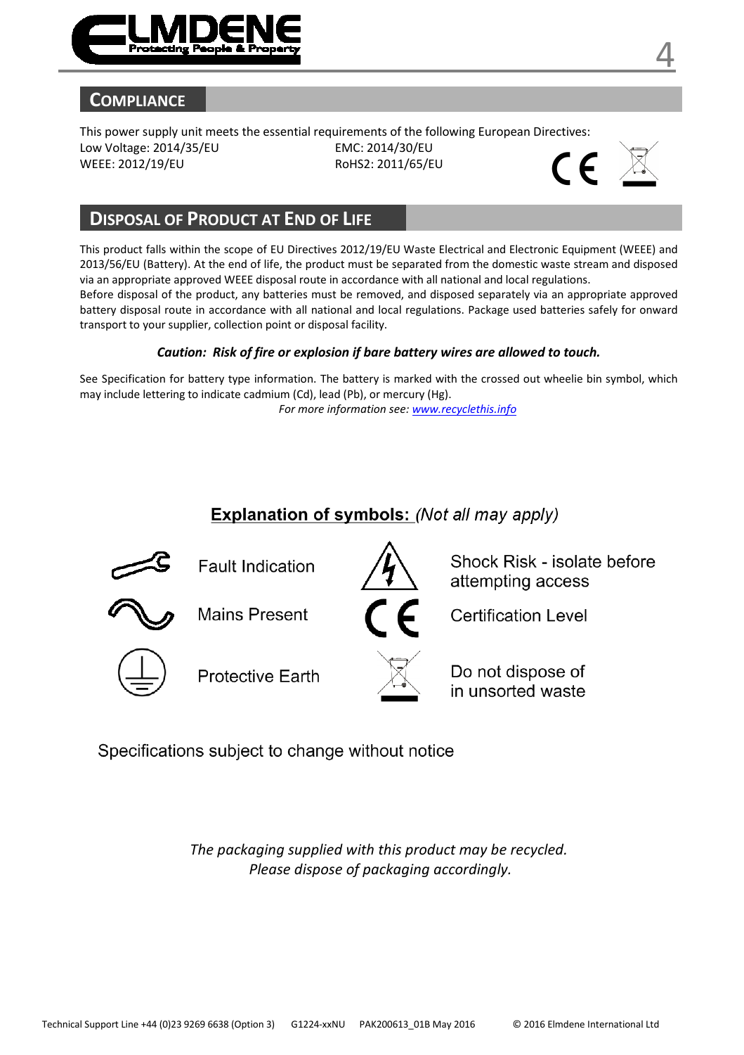## Compliance

This power supply unit meets the essential requirements of the following European Directives:

Low Voltage: 2014/35/EU
EMC: 2014/30/EU
WEEE: 2012/19/EU
RoHS2: 2011/65/EU

## Disposal of Product at End of Life

This product falls within the scope of EU Directives 2012/19/EU Waste Electrical and Electronic Equipment (WEEE) and 2013/56/EU (Battery). At the end of life, the product must be separated from the domestic waste stream and disposed via an appropriate approved WEEE disposal route in accordance with all national and local regulations.
Before disposal of the product, any batteries must be removed, and disposed separately via an appropriate approved battery disposal route in accordance with all national and local regulations. Package used batteries safely for onward transport to your supplier, collection point or disposal facility.

***Caution: Risk of fire or explosion if bare battery wires are allowed to touch.***

See Specification for battery type information. The battery is marked with the crossed out wheelie bin symbol, which may include lettering to indicate cadmium (Cd), lead (Pb), or mercury (Hg).

*For more information see: www.recyclethis.info*

**Explanation of symbols:** *(Not all may apply)*

| | |
|---|---|
| Fault Indication | Shock Risk - isolate before attempting access |
| Mains Present | Certification Level |
| Protective Earth | Do not dispose of in unsorted waste |

Specifications subject to change without notice

*The packaging supplied with this product may be recycled.*
*Please dispose of packaging accordingly.*

Technical Support Line +44 (0)23 9269 6638 (Option 3) G1224-xxNU PAK200613_01B May 2016 © 2016 Elmdene International Ltd